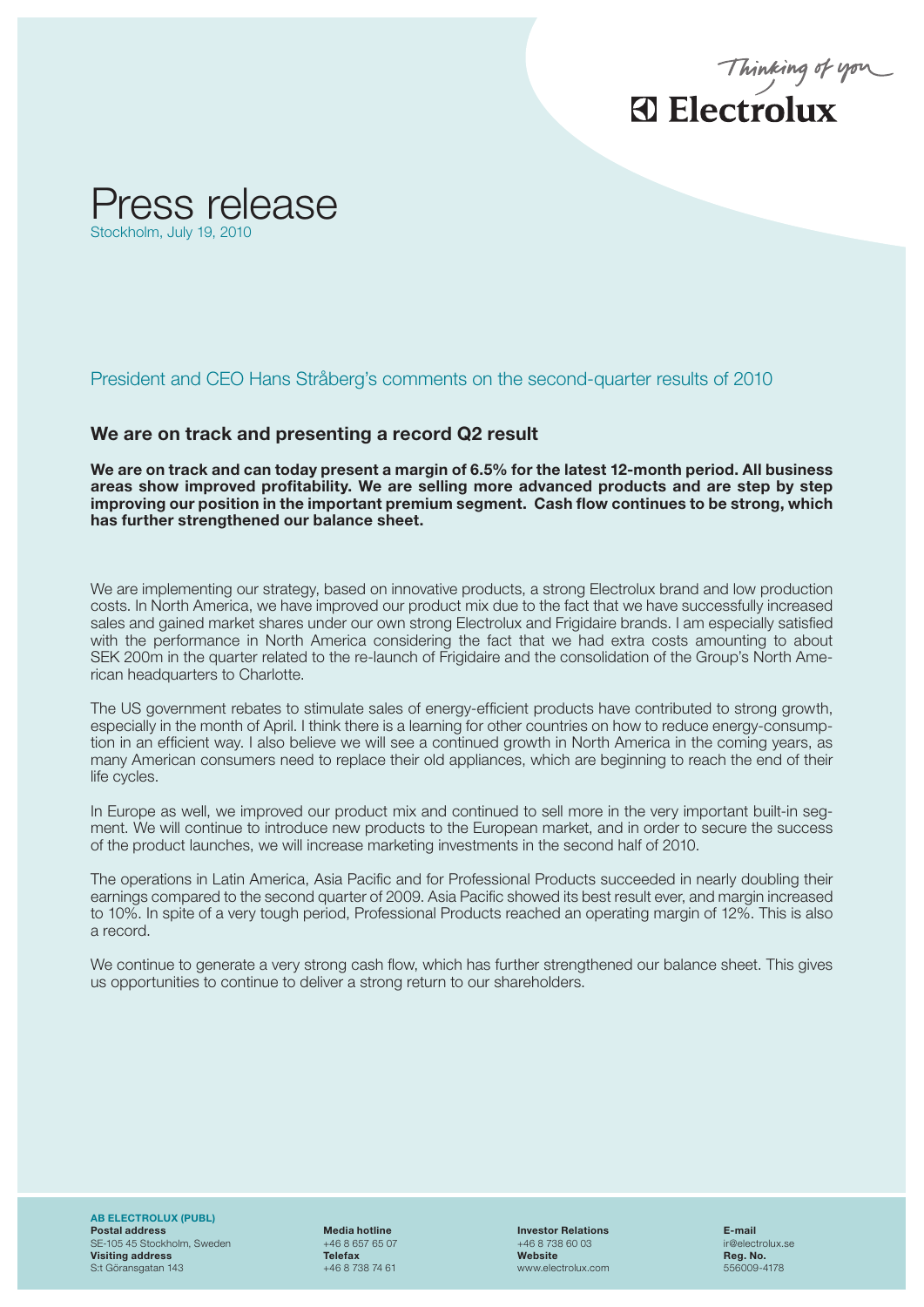# Press release

Stockholm, July 19, 2010

## President and CEO Hans Stråberg's comments on the second-quarter results of 2010

### We are on track and presenting a record Q2 result

**We are on track and can today present a margin of 6.5% for the latest 12-month period. All business areas show improved profitability. We are selling more advanced products and are step by step improving our position in the important premium segment. Cash flow continues to be strong, which has further strengthened our balance sheet.**

We are implementing our strategy, based on innovative products, a strong Electrolux brand and low production costs. In North America, we have improved our product mix due to the fact that we have successfully increased sales and gained market shares under our own strong Electrolux and Frigidaire brands. I am especially satisfied with the performance in North America considering the fact that we had extra costs amounting to about SEK 200m in the quarter related to the re-launch of Frigidaire and the consolidation of the Group's North American headquarters to Charlotte.

The US government rebates to stimulate sales of energy-efficient products have contributed to strong growth, especially in the month of April. I think there is a learning for other countries on how to reduce energy-consumption in an efficient way. I also believe we will see a continued growth in North America in the coming years, as many American consumers need to replace their old appliances, which are beginning to reach the end of their life cycles.

In Europe as well, we improved our product mix and continued to sell more in the very important built-in segment. We will continue to introduce new products to the European market, and in order to secure the success of the product launches, we will increase marketing investments in the second half of 2010.

The operations in Latin America, Asia Pacific and for Professional Products succeeded in nearly doubling their earnings compared to the second quarter of 2009. Asia Pacific showed its best result ever, and margin increased to 10%. In spite of a very tough period, Professional Products reached an operating margin of 12%. This is also a record.

We continue to generate a very strong cash flow, which has further strengthened our balance sheet. This gives us opportunities to continue to deliver a strong return to our shareholders.

**AB ELECTROLUX (PUBL)**
**Postal address**
SE-105 45 Stockholm, Sweden
**Visiting address**
S:t Göransgatan 143

**Media hotline**
+46 8 657 65 07
**Telefax**
+46 8 738 74 61

**Investor Relations**
+46 8 738 60 03
**Website**
www.electrolux.com

**E-mail**
ir@electrolux.se
**Reg. No.**
556009-4178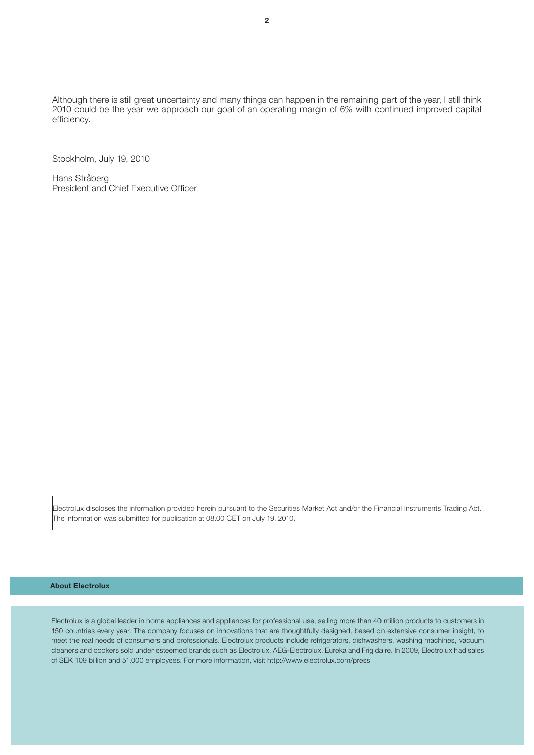Although there is still great uncertainty and many things can happen in the remaining part of the year, I still think 2010 could be the year we approach our goal of an operating margin of 6% with continued improved capital efficiency.

Stockholm, July 19, 2010

Hans Stråberg
President and Chief Executive Officer

Electrolux discloses the information provided herein pursuant to the Securities Market Act and/or the Financial Instruments Trading Act. The information was submitted for publication at 08.00 CET on July 19, 2010.

**About Electrolux**

Electrolux is a global leader in home appliances and appliances for professional use, selling more than 40 million products to customers in 150 countries every year. The company focuses on innovations that are thoughtfully designed, based on extensive consumer insight, to meet the real needs of consumers and professionals. Electrolux products include refrigerators, dishwashers, washing machines, vacuum cleaners and cookers sold under esteemed brands such as Electrolux, AEG-Electrolux, Eureka and Frigidaire. In 2009, Electrolux had sales of SEK 109 billion and 51,000 employees. For more information, visit http://www.electrolux.com/press